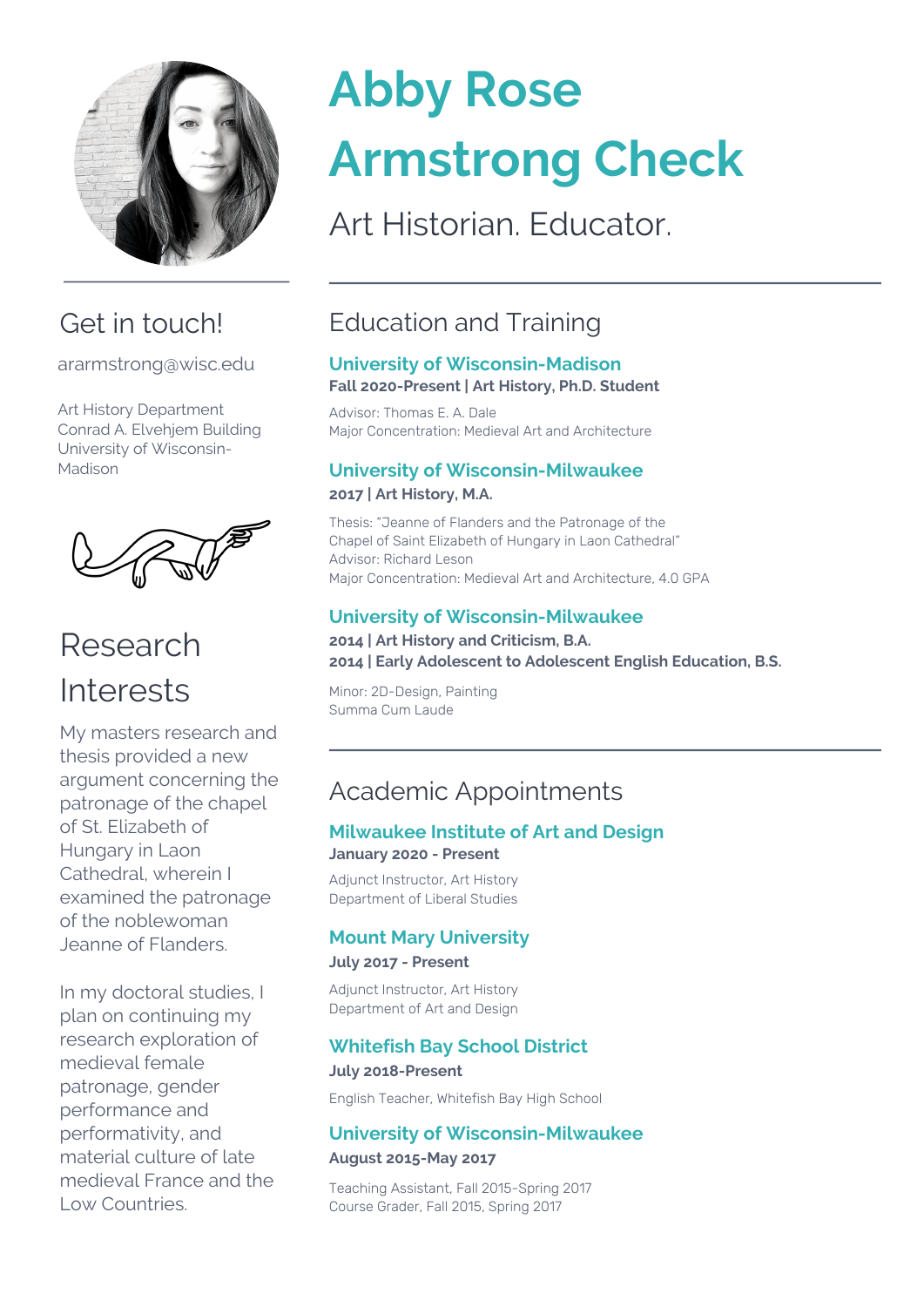# Abby Rose Armstrong Check

Art Historian. Educator.

## Get in touch!

ararmstrong@wisc.edu

Art History Department
Conrad A. Elvehjem Building
University of Wisconsin-Madison

## Research Interests

My masters research and thesis provided a new argument concerning the patronage of the chapel of St. Elizabeth of Hungary in Laon Cathedral, wherein I examined the patronage of the noblewoman Jeanne of Flanders.

In my doctoral studies, I plan on continuing my research exploration of medieval female patronage, gender performance and performativity, and material culture of late medieval France and the Low Countries.

## Education and Training

### University of Wisconsin-Madison

**Fall 2020-Present | Art History, Ph.D. Student**

Advisor: Thomas E. A. Dale
Major Concentration: Medieval Art and Architecture

### University of Wisconsin-Milwaukee

**2017 | Art History, M.A.**

Thesis: "Jeanne of Flanders and the Patronage of the Chapel of Saint Elizabeth of Hungary in Laon Cathedral"
Advisor: Richard Leson
Major Concentration: Medieval Art and Architecture, 4.0 GPA

### University of Wisconsin-Milwaukee

**2014 | Art History and Criticism, B.A.**
**2014 | Early Adolescent to Adolescent English Education, B.S.**

Minor: 2D-Design, Painting
Summa Cum Laude

## Academic Appointments

### Milwaukee Institute of Art and Design

**January 2020 - Present**

Adjunct Instructor, Art History
Department of Liberal Studies

### Mount Mary University

**July 2017 - Present**

Adjunct Instructor, Art History
Department of Art and Design

### Whitefish Bay School District

**July 2018-Present**

English Teacher, Whitefish Bay High School

### University of Wisconsin-Milwaukee

**August 2015-May 2017**

Teaching Assistant, Fall 2015-Spring 2017
Course Grader, Fall 2015, Spring 2017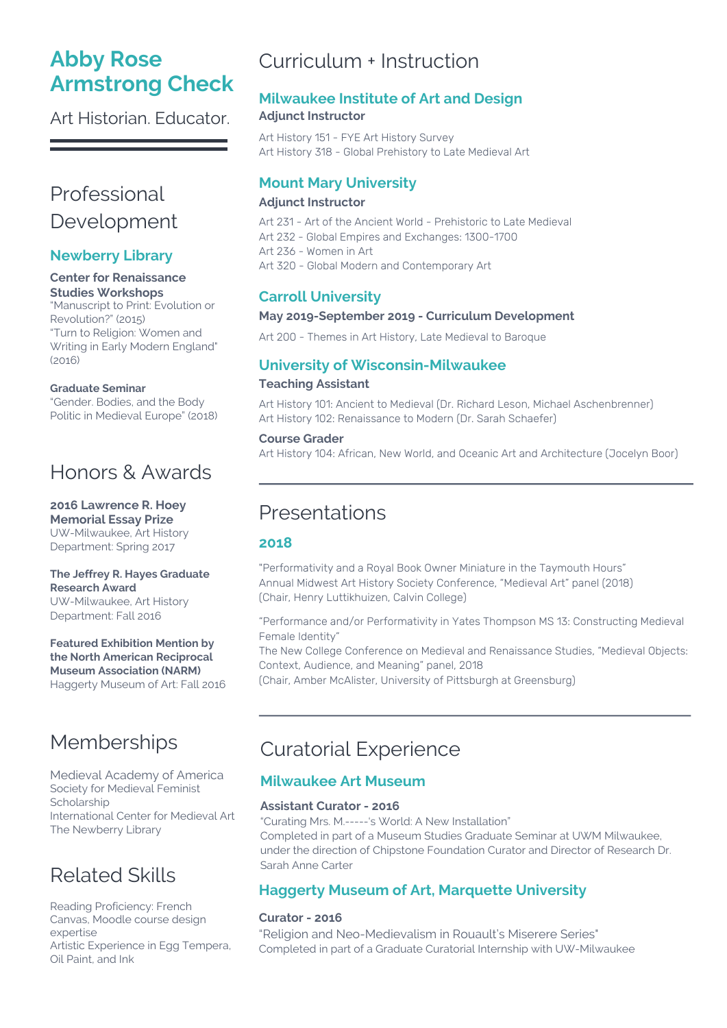# Abby Rose Armstrong Check

Art Historian. Educator.

## Professional Development

### Newberry Library

**Center for Renaissance Studies Workshops**
"Manuscript to Print: Evolution or Revolution?" (2015)
"Turn to Religion: Women and Writing in Early Modern England" (2016)

**Graduate Seminar**
"Gender. Bodies, and the Body Politic in Medieval Europe" (2018)

## Honors & Awards

**2016 Lawrence R. Hoey Memorial Essay Prize**
UW-Milwaukee, Art History Department: Spring 2017

**The Jeffrey R. Hayes Graduate Research Award**
UW-Milwaukee, Art History Department: Fall 2016

**Featured Exhibition Mention by the North American Reciprocal Museum Association (NARM)**
Haggerty Museum of Art: Fall 2016

## Memberships

Medieval Academy of America
Society for Medieval Feminist Scholarship
International Center for Medieval Art
The Newberry Library

## Related Skills

Reading Proficiency: French
Canvas, Moodle course design expertise
Artistic Experience in Egg Tempera, Oil Paint, and Ink

## Curriculum + Instruction

### Milwaukee Institute of Art and Design

**Adjunct Instructor**

Art History 151 - FYE Art History Survey
Art History 318 - Global Prehistory to Late Medieval Art

### Mount Mary University

**Adjunct Instructor**

Art 231 - Art of the Ancient World - Prehistoric to Late Medieval
Art 232 - Global Empires and Exchanges: 1300-1700
Art 236 - Women in Art
Art 320 - Global Modern and Contemporary Art

### Carroll University

**May 2019-September 2019 - Curriculum Development**

Art 200 - Themes in Art History, Late Medieval to Baroque

### University of Wisconsin-Milwaukee

**Teaching Assistant**

Art History 101: Ancient to Medieval (Dr. Richard Leson, Michael Aschenbrenner)
Art History 102: Renaissance to Modern (Dr. Sarah Schaefer)

**Course Grader**
Art History 104: African, New World, and Oceanic Art and Architecture (Jocelyn Boor)

## Presentations

### 2018

"Performativity and a Royal Book Owner Miniature in the Taymouth Hours"
Annual Midwest Art History Society Conference, "Medieval Art" panel (2018)
(Chair, Henry Luttikhuizen, Calvin College)

"Performance and/or Performativity in Yates Thompson MS 13: Constructing Medieval Female Identity"
The New College Conference on Medieval and Renaissance Studies, "Medieval Objects: Context, Audience, and Meaning" panel, 2018
(Chair, Amber McAlister, University of Pittsburgh at Greensburg)

## Curatorial Experience

### Milwaukee Art Museum

**Assistant Curator - 2016**
"Curating Mrs. M.-----'s World: A New Installation"
Completed in part of a Museum Studies Graduate Seminar at UWM Milwaukee, under the direction of Chipstone Foundation Curator and Director of Research Dr. Sarah Anne Carter

### Haggerty Museum of Art, Marquette University

**Curator - 2016**
"Religion and Neo-Medievalism in Rouault's Miserere Series"
Completed in part of a Graduate Curatorial Internship with UW-Milwaukee